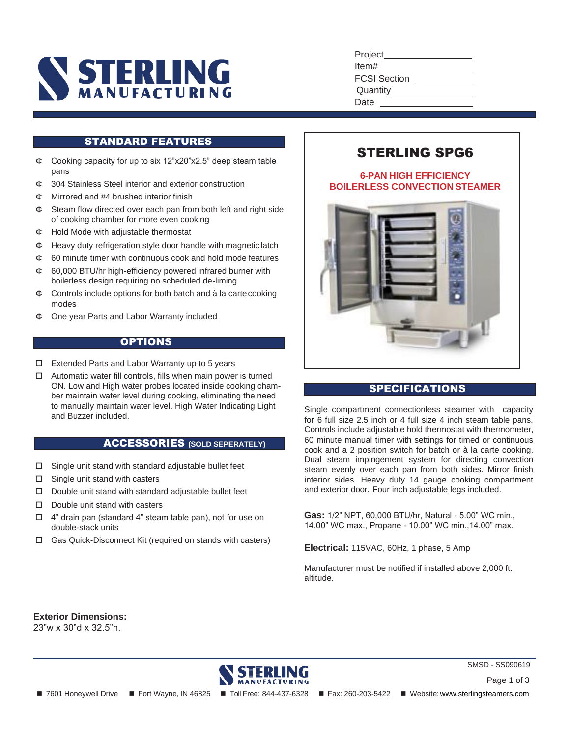# STERLING MANUFACTURING

Project\_\_\_\_\_\_\_\_\_\_\_\_\_\_\_\_
Item#\_\_\_\_\_\_\_\_\_\_\_\_\_\_\_\_
FCSI Section \_\_\_\_\_\_\_\_\_\_
Quantity\_\_\_\_\_\_\_\_\_\_\_\_\_\_
Date \_\_\_\_\_\_\_\_\_\_\_\_\_\_\_\_

## STERLING SPG6

**6-PAN HIGH EFFICIENCY BOILERLESS CONVECTION STEAMER**

## STANDARD FEATURES

- Cooking capacity for up to six 12"x20"x2.5" deep steam table pans
- 304 Stainless Steel interior and exterior construction
- Mirrored and #4 brushed interior finish
- Steam flow directed over each pan from both left and right side of cooking chamber for more even cooking
- Hold Mode with adjustable thermostat
- Heavy duty refrigeration style door handle with magnetic latch
- 60 minute timer with continuous cook and hold mode features
- 60,000 BTU/hr high-efficiency powered infrared burner with boilerless design requiring no scheduled de-liming
- Controls include options for both batch and à la carte cooking modes
- One year Parts and Labor Warranty included

## OPTIONS

- ☐ Extended Parts and Labor Warranty up to 5 years
- ☐ Automatic water fill controls, fills when main power is turned ON. Low and High water probes located inside cooking chamber maintain water level during cooking, eliminating the need to manually maintain water level. High Water Indicating Light and Buzzer included.

## ACCESSORIES (SOLD SEPERATELY)

- ☐ Single unit stand with standard adjustable bullet feet
- ☐ Single unit stand with casters
- ☐ Double unit stand with standard adjustable bullet feet
- ☐ Double unit stand with casters
- ☐ 4" drain pan (standard 4" steam table pan), not for use on double-stack units
- ☐ Gas Quick-Disconnect Kit (required on stands with casters)

## SPECIFICATIONS

Single compartment connectionless steamer with capacity for 6 full size 2.5 inch or 4 full size 4 inch steam table pans. Controls include adjustable hold thermostat with thermometer, 60 minute manual timer with settings for timed or continuous cook and a 2 position switch for batch or à la carte cooking. Dual steam impingement system for directing convection steam evenly over each pan from both sides. Mirror finish interior sides. Heavy duty 14 gauge cooking compartment and exterior door. Four inch adjustable legs included.

**Gas:** 1/2" NPT, 60,000 BTU/hr, Natural - 5.00" WC min., 14.00" WC max., Propane - 10.00" WC min.,14.00" max.

**Electrical:** 115VAC, 60Hz, 1 phase, 5 Amp

Manufacturer must be notified if installed above 2,000 ft. altitude.

**Exterior Dimensions:**
23"w x 30"d x 32.5"h.

SMSD - SS090619

■ 7601 Honeywell Drive ■ Fort Wayne, IN 46825 ■ Toll Free: 844-437-6328 ■ Fax: 260-203-5422 ■ Website: www.sterlingsteamers.com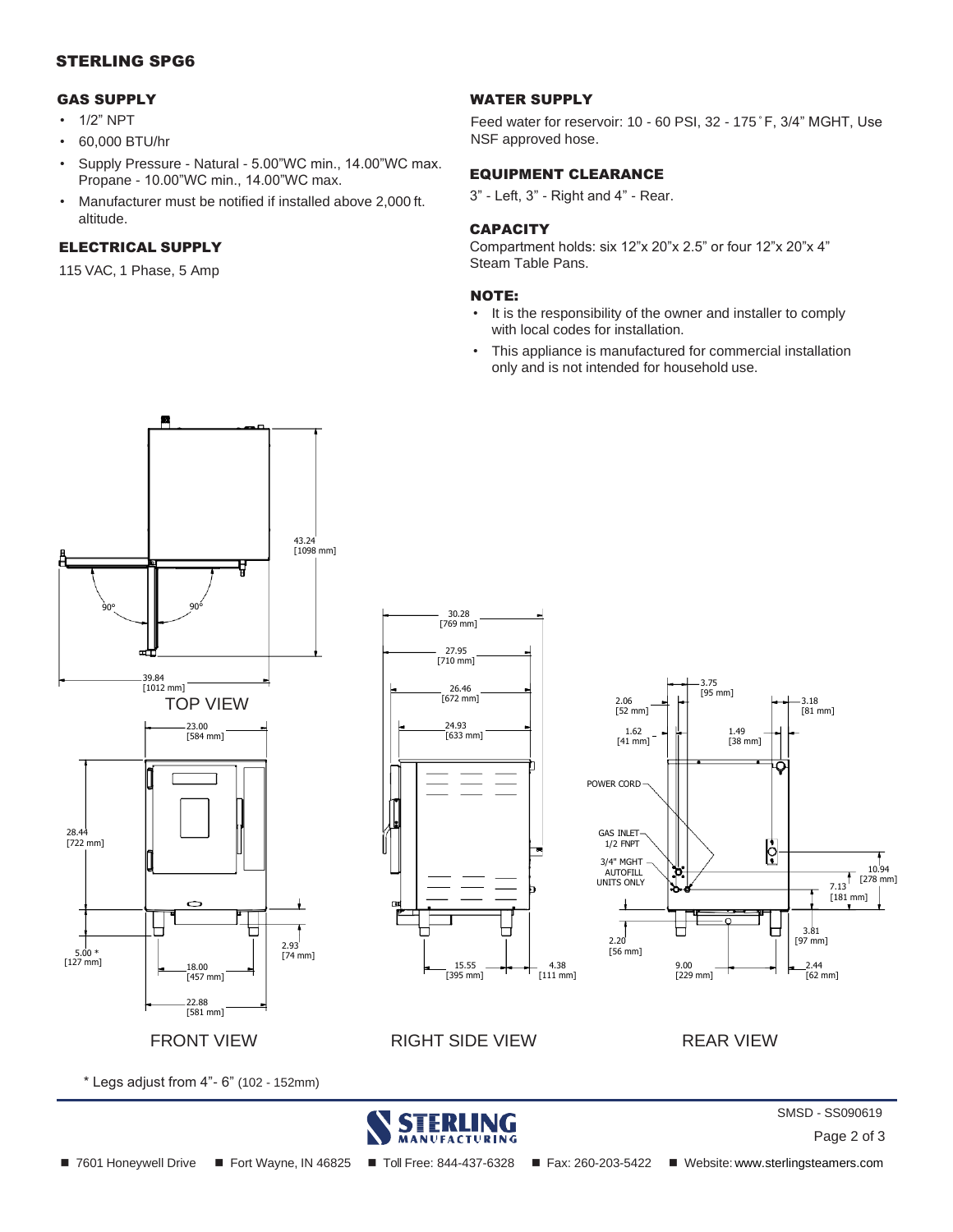## STERLING SPG6

### GAS SUPPLY

- 1/2" NPT
- 60,000 BTU/hr
- Supply Pressure - Natural - 5.00"WC min., 14.00"WC max. Propane - 10.00"WC min., 14.00"WC max.
- Manufacturer must be notified if installed above 2,000 ft. altitude.

### ELECTRICAL SUPPLY

115 VAC, 1 Phase, 5 Amp

### WATER SUPPLY

Feed water for reservoir: 10 - 60 PSI, 32 - 175˚F, 3/4" MGHT, Use NSF approved hose.

### EQUIPMENT CLEARANCE

3" - Left, 3" - Right and 4" - Rear.

### CAPACITY

Compartment holds: six 12"x 20"x 2.5" or four 12"x 20"x 4" Steam Table Pans.

### NOTE:

- It is the responsibility of the owner and installer to comply with local codes for installation.
- This appliance is manufactured for commercial installation only and is not intended for household use.

43.24 [1098 mm]
90° 90°
39.84 [1012 mm]

TOP VIEW

23.00 [584 mm]
28.44 [722 mm]
5.00 * [127 mm]
2.93 [74 mm]
18.00 [457 mm]
22.88 [581 mm]

FRONT VIEW

30.28 [769 mm]
27.95 [710 mm]
26.46 [672 mm]
24.93 [633 mm]
15.55 [395 mm]
4.38 [111 mm]

RIGHT SIDE VIEW

3.75 [95 mm]
2.06 [52 mm]
3.18 [81 mm]
1.62 [41 mm]
1.49 [38 mm]
POWER CORD
GAS INLET 1/2 FNPT
3/4" MGHT AUTOFILL UNITS ONLY
10.94 [278 mm]
7.13 [181 mm]
3.81 [97 mm]
2.20 [56 mm]
9.00 [229 mm]
2.44 [62 mm]

REAR VIEW

* Legs adjust from 4"- 6" (102 - 152mm)

SMSD - SS090619

■ 7601 Honeywell Drive ■ Fort Wayne, IN 46825 ■ Toll Free: 844-437-6328 ■ Fax: 260-203-5422 ■ Website: www.sterlingsteamers.com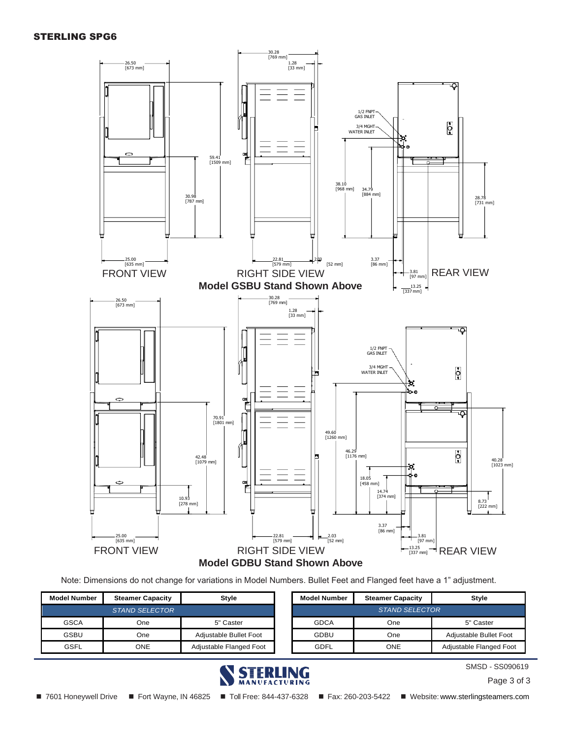## STERLING SPG6

26.50
[673 mm]

30.28
[769 mm]

1.28
[33 mm]

1/2 FNPT
GAS INLET

3/4 MGHT
WATER INLET

59.41
[1509 mm]

30.98
[787 mm]

38.10
[968 mm]

34.79
[884 mm]

28.78
[731 mm]

25.00
[635 mm]

22.81
[579 mm]

2.03
[52 mm]

3.37
[86 mm]

3.81
[97 mm]

13.25
[337 mm]

FRONT VIEW

RIGHT SIDE VIEW

REAR VIEW

**Model GSBU Stand Shown Above**

26.50
[673 mm]

30.28
[769 mm]

1.28
[33 mm]

1/2 FNPT
GAS INLET

3/4 MGHT
WATER INLET

70.91
[1801 mm]

42.48
[1079 mm]

10.93
[278 mm]

49.60
[1260 mm]

46.29
[1176 mm]

18.05
[458 mm]

14.74
[374 mm]

40.28
[1023 mm]

8.73
[222 mm]

25.00
[635 mm]

22.81
[579 mm]

2.03
[52 mm]

3.37
[86 mm]

3.81
[97 mm]

13.25
[337 mm]

FRONT VIEW

RIGHT SIDE VIEW

REAR VIEW

**Model GDBU Stand Shown Above**

Note: Dimensions do not change for variations in Model Numbers. Bullet Feet and Flanged feet have a 1" adjustment.

| Model Number | Steamer Capacity | Style |
|---|---|---|
| *STAND SELECTOR* | | |
| GSCA | One | 5" Caster |
| GSBU | One | Adjustable Bullet Foot |
| GSFL | ONE | Adjustable Flanged Foot |

| Model Number | Steamer Capacity | Style |
|---|---|---|
| *STAND SELECTOR* | | |
| GDCA | One | 5" Caster |
| GDBU | One | Adjustable Bullet Foot |
| GDFL | ONE | Adjustable Flanged Foot |

STERLING MANUFACTURING

SMSD - SS090619

■ 7601 Honeywell Drive ■ Fort Wayne, IN 46825 ■ Toll Free: 844-437-6328 ■ Fax: 260-203-5422 ■ Website: www.sterlingsteamers.com